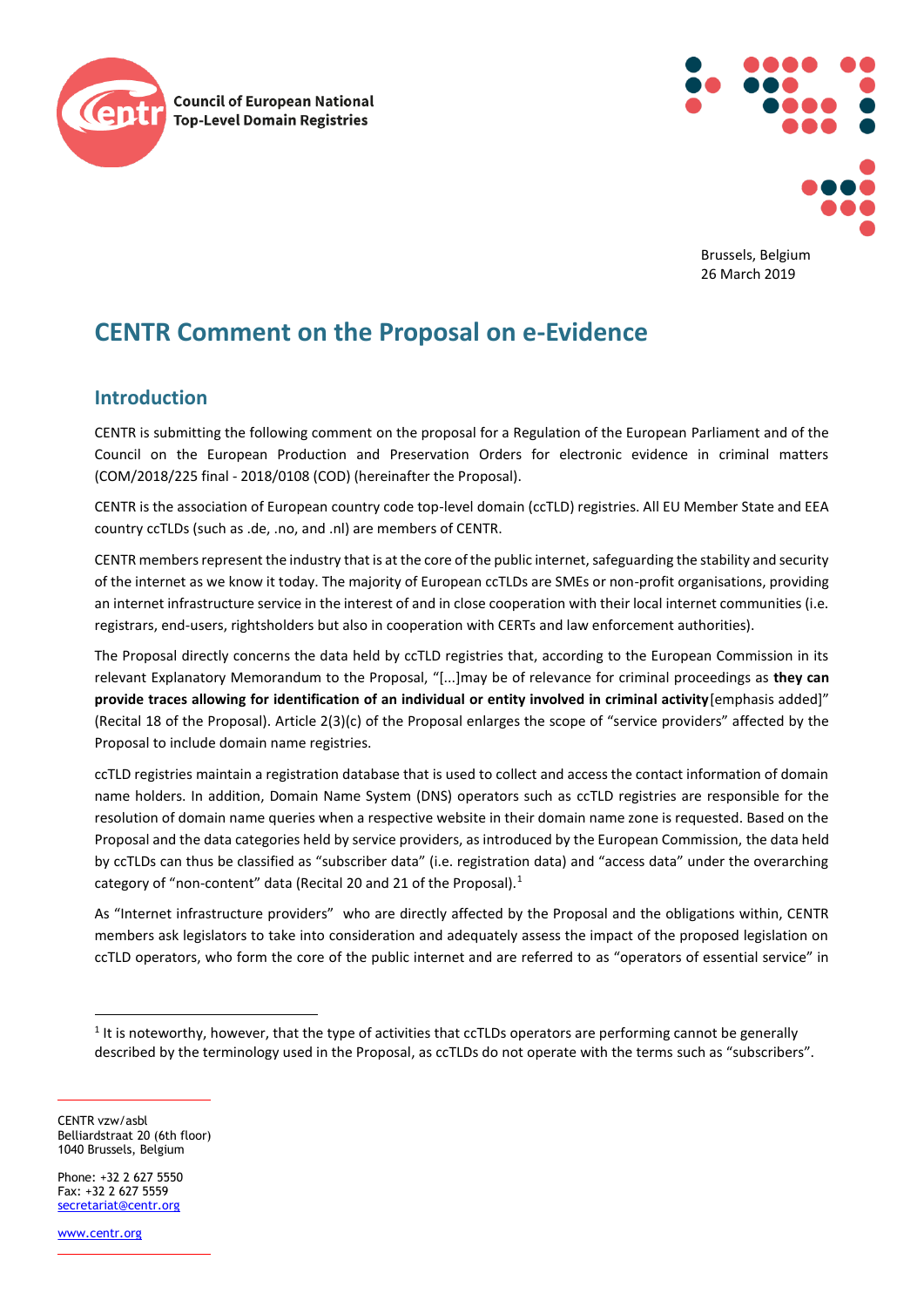Council of European National Top-Level Domain Registries

Brussels, Belgium
26 March 2019

# CENTR Comment on the Proposal on e-Evidence

## Introduction

CENTR is submitting the following comment on the proposal for a Regulation of the European Parliament and of the Council on the European Production and Preservation Orders for electronic evidence in criminal matters (COM/2018/225 final - 2018/0108 (COD) (hereinafter the Proposal).

CENTR is the association of European country code top-level domain (ccTLD) registries. All EU Member State and EEA country ccTLDs (such as .de, .no, and .nl) are members of CENTR.

CENTR members represent the industry that is at the core of the public internet, safeguarding the stability and security of the internet as we know it today. The majority of European ccTLDs are SMEs or non-profit organisations, providing an internet infrastructure service in the interest of and in close cooperation with their local internet communities (i.e. registrars, end-users, rightsholders but also in cooperation with CERTs and law enforcement authorities).

The Proposal directly concerns the data held by ccTLD registries that, according to the European Commission in its relevant Explanatory Memorandum to the Proposal, "[...]may be of relevance for criminal proceedings as **they can provide traces allowing for identification of an individual or entity involved in criminal activity**[emphasis added]" (Recital 18 of the Proposal). Article 2(3)(c) of the Proposal enlarges the scope of "service providers" affected by the Proposal to include domain name registries.

ccTLD registries maintain a registration database that is used to collect and access the contact information of domain name holders. In addition, Domain Name System (DNS) operators such as ccTLD registries are responsible for the resolution of domain name queries when a respective website in their domain name zone is requested. Based on the Proposal and the data categories held by service providers, as introduced by the European Commission, the data held by ccTLDs can thus be classified as "subscriber data" (i.e. registration data) and "access data" under the overarching category of "non-content" data (Recital 20 and 21 of the Proposal).[1]

As "Internet infrastructure providers" who are directly affected by the Proposal and the obligations within, CENTR members ask legislators to take into consideration and adequately assess the impact of the proposed legislation on ccTLD operators, who form the core of the public internet and are referred to as "operators of essential service" in

[1] It is noteworthy, however, that the type of activities that ccTLDs operators are performing cannot be generally described by the terminology used in the Proposal, as ccTLDs do not operate with the terms such as "subscribers".

CENTR vzw/asbl
Belliardstraat 20 (6th floor)
1040 Brussels, Belgium

Phone: +32 2 627 5550
Fax: +32 2 627 5559
secretariat@centr.org

www.centr.org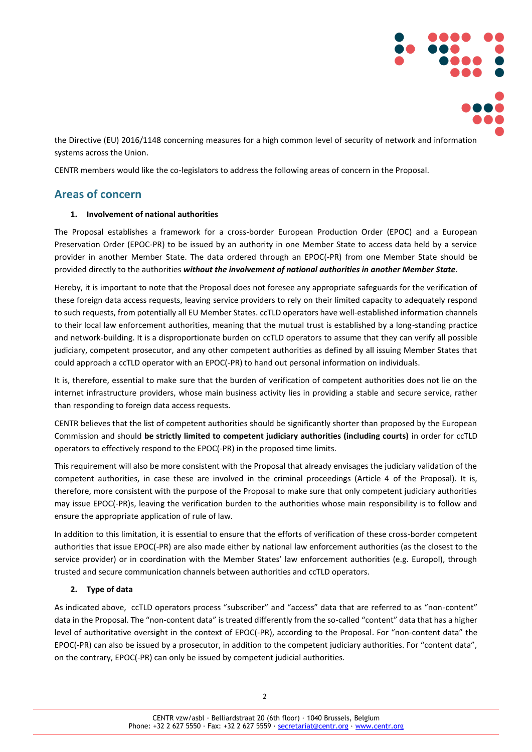the Directive (EU) 2016/1148 concerning measures for a high common level of security of network and information systems across the Union.

CENTR members would like the co-legislators to address the following areas of concern in the Proposal.

## Areas of concern

### 1. Involvement of national authorities

The Proposal establishes a framework for a cross-border European Production Order (EPOC) and a European Preservation Order (EPOC-PR) to be issued by an authority in one Member State to access data held by a service provider in another Member State. The data ordered through an EPOC(-PR) from one Member State should be provided directly to the authorities ***without the involvement of national authorities in another Member State***.

Hereby, it is important to note that the Proposal does not foresee any appropriate safeguards for the verification of these foreign data access requests, leaving service providers to rely on their limited capacity to adequately respond to such requests, from potentially all EU Member States. ccTLD operators have well-established information channels to their local law enforcement authorities, meaning that the mutual trust is established by a long-standing practice and network-building. It is a disproportionate burden on ccTLD operators to assume that they can verify all possible judiciary, competent prosecutor, and any other competent authorities as defined by all issuing Member States that could approach a ccTLD operator with an EPOC(-PR) to hand out personal information on individuals.

It is, therefore, essential to make sure that the burden of verification of competent authorities does not lie on the internet infrastructure providers, whose main business activity lies in providing a stable and secure service, rather than responding to foreign data access requests.

CENTR believes that the list of competent authorities should be significantly shorter than proposed by the European Commission and should **be strictly limited to competent judiciary authorities (including courts)** in order for ccTLD operators to effectively respond to the EPOC(-PR) in the proposed time limits.

This requirement will also be more consistent with the Proposal that already envisages the judiciary validation of the competent authorities, in case these are involved in the criminal proceedings (Article 4 of the Proposal). It is, therefore, more consistent with the purpose of the Proposal to make sure that only competent judiciary authorities may issue EPOC(-PR)s, leaving the verification burden to the authorities whose main responsibility is to follow and ensure the appropriate application of rule of law.

In addition to this limitation, it is essential to ensure that the efforts of verification of these cross-border competent authorities that issue EPOC(-PR) are also made either by national law enforcement authorities (as the closest to the service provider) or in coordination with the Member States' law enforcement authorities (e.g. Europol), through trusted and secure communication channels between authorities and ccTLD operators.

### 2. Type of data

As indicated above, ccTLD operators process "subscriber" and "access" data that are referred to as "non-content" data in the Proposal. The "non-content data" is treated differently from the so-called "content" data that has a higher level of authoritative oversight in the context of EPOC(-PR), according to the Proposal. For "non-content data" the EPOC(-PR) can also be issued by a prosecutor, in addition to the competent judiciary authorities. For "content data", on the contrary, EPOC(-PR) can only be issued by competent judicial authorities.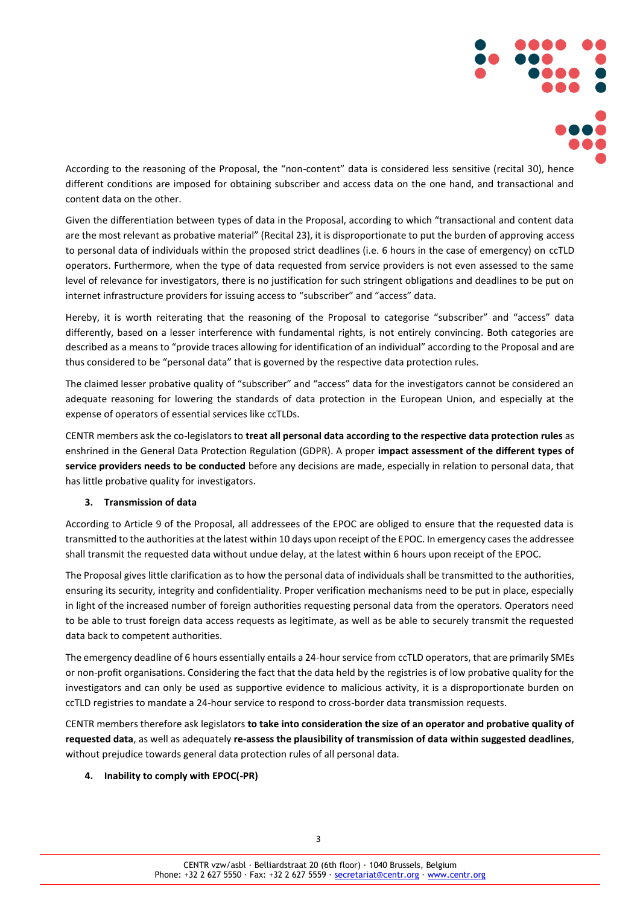According to the reasoning of the Proposal, the "non-content" data is considered less sensitive (recital 30), hence different conditions are imposed for obtaining subscriber and access data on the one hand, and transactional and content data on the other.

Given the differentiation between types of data in the Proposal, according to which "transactional and content data are the most relevant as probative material" (Recital 23), it is disproportionate to put the burden of approving access to personal data of individuals within the proposed strict deadlines (i.e. 6 hours in the case of emergency) on ccTLD operators. Furthermore, when the type of data requested from service providers is not even assessed to the same level of relevance for investigators, there is no justification for such stringent obligations and deadlines to be put on internet infrastructure providers for issuing access to "subscriber" and "access" data.

Hereby, it is worth reiterating that the reasoning of the Proposal to categorise "subscriber" and "access" data differently, based on a lesser interference with fundamental rights, is not entirely convincing. Both categories are described as a means to "provide traces allowing for identification of an individual" according to the Proposal and are thus considered to be "personal data" that is governed by the respective data protection rules.

The claimed lesser probative quality of "subscriber" and "access" data for the investigators cannot be considered an adequate reasoning for lowering the standards of data protection in the European Union, and especially at the expense of operators of essential services like ccTLDs.

CENTR members ask the co-legislators to **treat all personal data according to the respective data protection rules** as enshrined in the General Data Protection Regulation (GDPR). A proper **impact assessment of the different types of service providers needs to be conducted** before any decisions are made, especially in relation to personal data, that has little probative quality for investigators.

### 3. Transmission of data

According to Article 9 of the Proposal, all addressees of the EPOC are obliged to ensure that the requested data is transmitted to the authorities at the latest within 10 days upon receipt of the EPOC. In emergency cases the addressee shall transmit the requested data without undue delay, at the latest within 6 hours upon receipt of the EPOC.

The Proposal gives little clarification as to how the personal data of individuals shall be transmitted to the authorities, ensuring its security, integrity and confidentiality. Proper verification mechanisms need to be put in place, especially in light of the increased number of foreign authorities requesting personal data from the operators. Operators need to be able to trust foreign data access requests as legitimate, as well as be able to securely transmit the requested data back to competent authorities.

The emergency deadline of 6 hours essentially entails a 24-hour service from ccTLD operators, that are primarily SMEs or non-profit organisations. Considering the fact that the data held by the registries is of low probative quality for the investigators and can only be used as supportive evidence to malicious activity, it is a disproportionate burden on ccTLD registries to mandate a 24-hour service to respond to cross-border data transmission requests.

CENTR members therefore ask legislators **to take into consideration the size of an operator and probative quality of requested data**, as well as adequately **re-assess the plausibility of transmission of data within suggested deadlines**, without prejudice towards general data protection rules of all personal data.

### 4. Inability to comply with EPOC(-PR)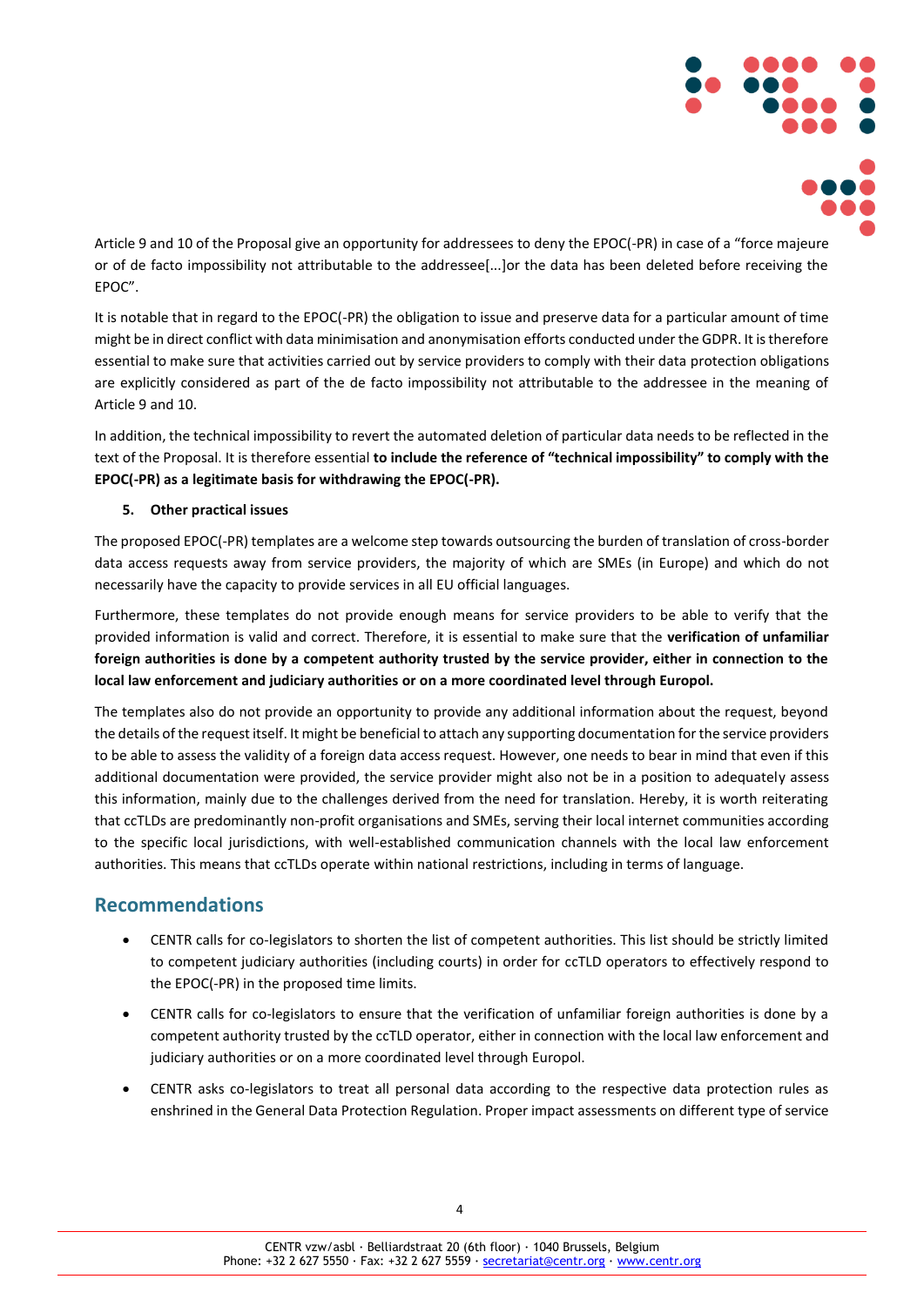Article 9 and 10 of the Proposal give an opportunity for addressees to deny the EPOC(-PR) in case of a "force majeure or of de facto impossibility not attributable to the addressee[...]or the data has been deleted before receiving the EPOC".

It is notable that in regard to the EPOC(-PR) the obligation to issue and preserve data for a particular amount of time might be in direct conflict with data minimisation and anonymisation efforts conducted under the GDPR. It is therefore essential to make sure that activities carried out by service providers to comply with their data protection obligations are explicitly considered as part of the de facto impossibility not attributable to the addressee in the meaning of Article 9 and 10.

In addition, the technical impossibility to revert the automated deletion of particular data needs to be reflected in the text of the Proposal. It is therefore essential **to include the reference of "technical impossibility" to comply with the EPOC(-PR) as a legitimate basis for withdrawing the EPOC(-PR).**

#### 5. Other practical issues

The proposed EPOC(-PR) templates are a welcome step towards outsourcing the burden of translation of cross-border data access requests away from service providers, the majority of which are SMEs (in Europe) and which do not necessarily have the capacity to provide services in all EU official languages.

Furthermore, these templates do not provide enough means for service providers to be able to verify that the provided information is valid and correct. Therefore, it is essential to make sure that the **verification of unfamiliar foreign authorities is done by a competent authority trusted by the service provider, either in connection to the local law enforcement and judiciary authorities or on a more coordinated level through Europol.**

The templates also do not provide an opportunity to provide any additional information about the request, beyond the details of the request itself. It might be beneficial to attach any supporting documentation for the service providers to be able to assess the validity of a foreign data access request. However, one needs to bear in mind that even if this additional documentation were provided, the service provider might also not be in a position to adequately assess this information, mainly due to the challenges derived from the need for translation. Hereby, it is worth reiterating that ccTLDs are predominantly non-profit organisations and SMEs, serving their local internet communities according to the specific local jurisdictions, with well-established communication channels with the local law enforcement authorities. This means that ccTLDs operate within national restrictions, including in terms of language.

## Recommendations

- CENTR calls for co-legislators to shorten the list of competent authorities. This list should be strictly limited to competent judiciary authorities (including courts) in order for ccTLD operators to effectively respond to the EPOC(-PR) in the proposed time limits.
- CENTR calls for co-legislators to ensure that the verification of unfamiliar foreign authorities is done by a competent authority trusted by the ccTLD operator, either in connection with the local law enforcement and judiciary authorities or on a more coordinated level through Europol.
- CENTR asks co-legislators to treat all personal data according to the respective data protection rules as enshrined in the General Data Protection Regulation. Proper impact assessments on different type of service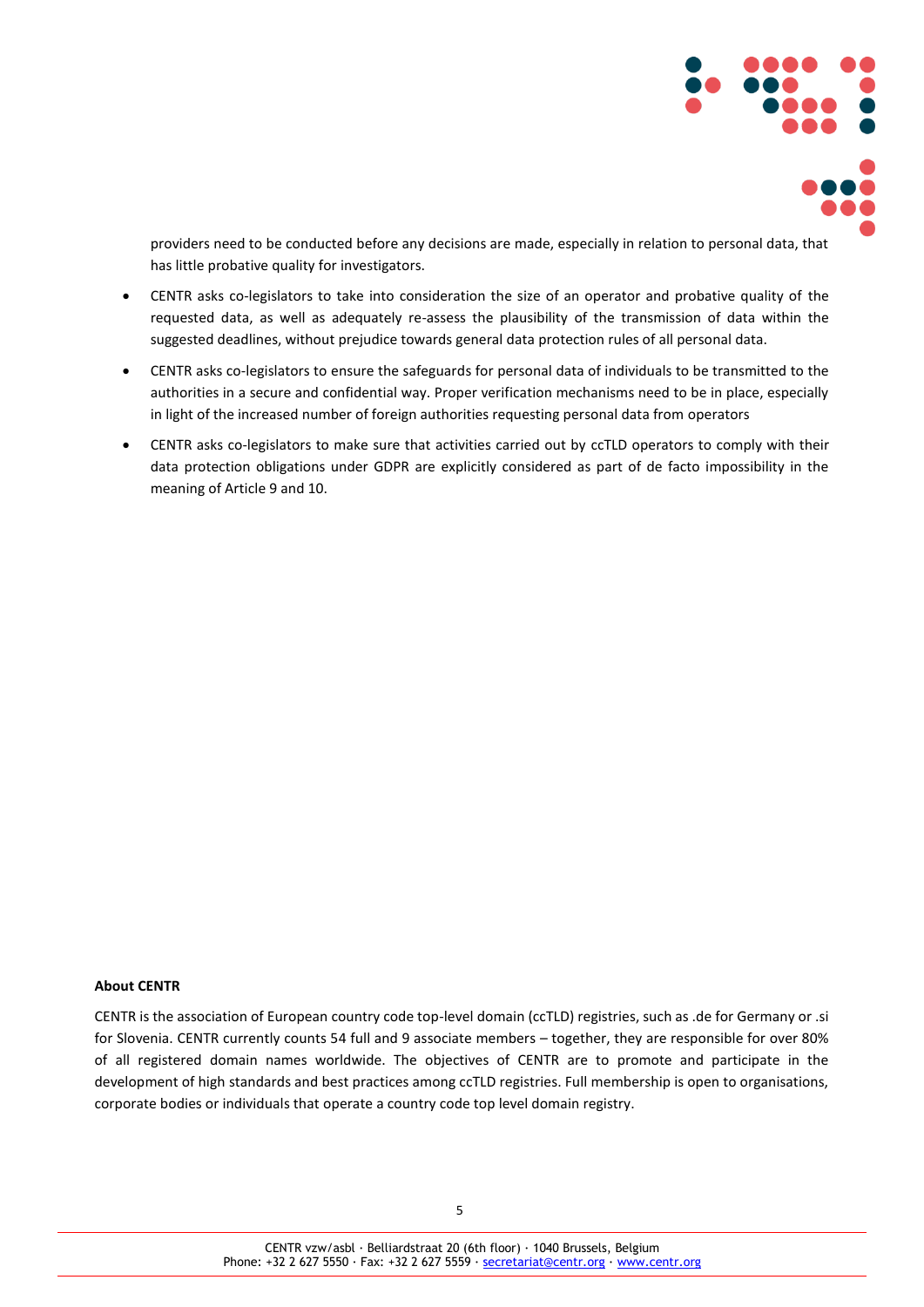providers need to be conducted before any decisions are made, especially in relation to personal data, that has little probative quality for investigators.

- CENTR asks co-legislators to take into consideration the size of an operator and probative quality of the requested data, as well as adequately re-assess the plausibility of the transmission of data within the suggested deadlines, without prejudice towards general data protection rules of all personal data.
- CENTR asks co-legislators to ensure the safeguards for personal data of individuals to be transmitted to the authorities in a secure and confidential way. Proper verification mechanisms need to be in place, especially in light of the increased number of foreign authorities requesting personal data from operators
- CENTR asks co-legislators to make sure that activities carried out by ccTLD operators to comply with their data protection obligations under GDPR are explicitly considered as part of de facto impossibility in the meaning of Article 9 and 10.

**About CENTR**

CENTR is the association of European country code top-level domain (ccTLD) registries, such as .de for Germany or .si for Slovenia. CENTR currently counts 54 full and 9 associate members – together, they are responsible for over 80% of all registered domain names worldwide. The objectives of CENTR are to promote and participate in the development of high standards and best practices among ccTLD registries. Full membership is open to organisations, corporate bodies or individuals that operate a country code top level domain registry.